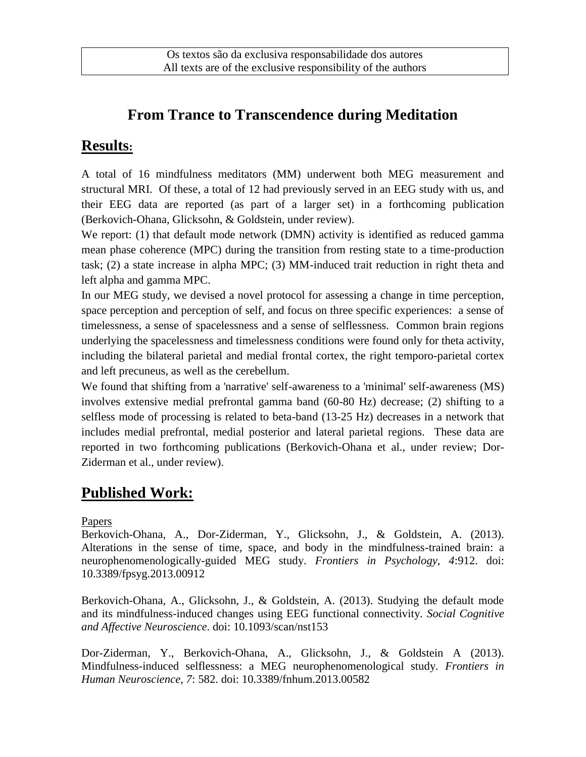Os textos são da exclusiva responsabilidade dos autores
All texts are of the exclusive responsibility of the authors

# From Trance to Transcendence during Meditation

## Results:

A total of 16 mindfulness meditators (MM) underwent both MEG measurement and structural MRI. Of these, a total of 12 had previously served in an EEG study with us, and their EEG data are reported (as part of a larger set) in a forthcoming publication (Berkovich-Ohana, Glicksohn, & Goldstein, under review).

We report: (1) that default mode network (DMN) activity is identified as reduced gamma mean phase coherence (MPC) during the transition from resting state to a time-production task; (2) a state increase in alpha MPC; (3) MM-induced trait reduction in right theta and left alpha and gamma MPC.

In our MEG study, we devised a novel protocol for assessing a change in time perception, space perception and perception of self, and focus on three specific experiences: a sense of timelessness, a sense of spacelessness and a sense of selflessness. Common brain regions underlying the spacelessness and timelessness conditions were found only for theta activity, including the bilateral parietal and medial frontal cortex, the right temporo-parietal cortex and left precuneus, as well as the cerebellum.

We found that shifting from a 'narrative' self-awareness to a 'minimal' self-awareness (MS) involves extensive medial prefrontal gamma band (60-80 Hz) decrease; (2) shifting to a selfless mode of processing is related to beta-band (13-25 Hz) decreases in a network that includes medial prefrontal, medial posterior and lateral parietal regions. These data are reported in two forthcoming publications (Berkovich-Ohana et al., under review; Dor-Ziderman et al., under review).

## Published Work:

Papers

Berkovich-Ohana, A., Dor-Ziderman, Y., Glicksohn, J., & Goldstein, A. (2013). Alterations in the sense of time, space, and body in the mindfulness-trained brain: a neurophenomenologically-guided MEG study. *Frontiers in Psychology, 4*:912. doi: 10.3389/fpsyg.2013.00912

Berkovich-Ohana, A., Glicksohn, J., & Goldstein, A. (2013). Studying the default mode and its mindfulness-induced changes using EEG functional connectivity. *Social Cognitive and Affective Neuroscience*. doi: 10.1093/scan/nst153

Dor-Ziderman, Y., Berkovich-Ohana, A., Glicksohn, J., & Goldstein A (2013). Mindfulness-induced selflessness: a MEG neurophenomenological study. *Frontiers in Human Neuroscience, 7*: 582. doi: 10.3389/fnhum.2013.00582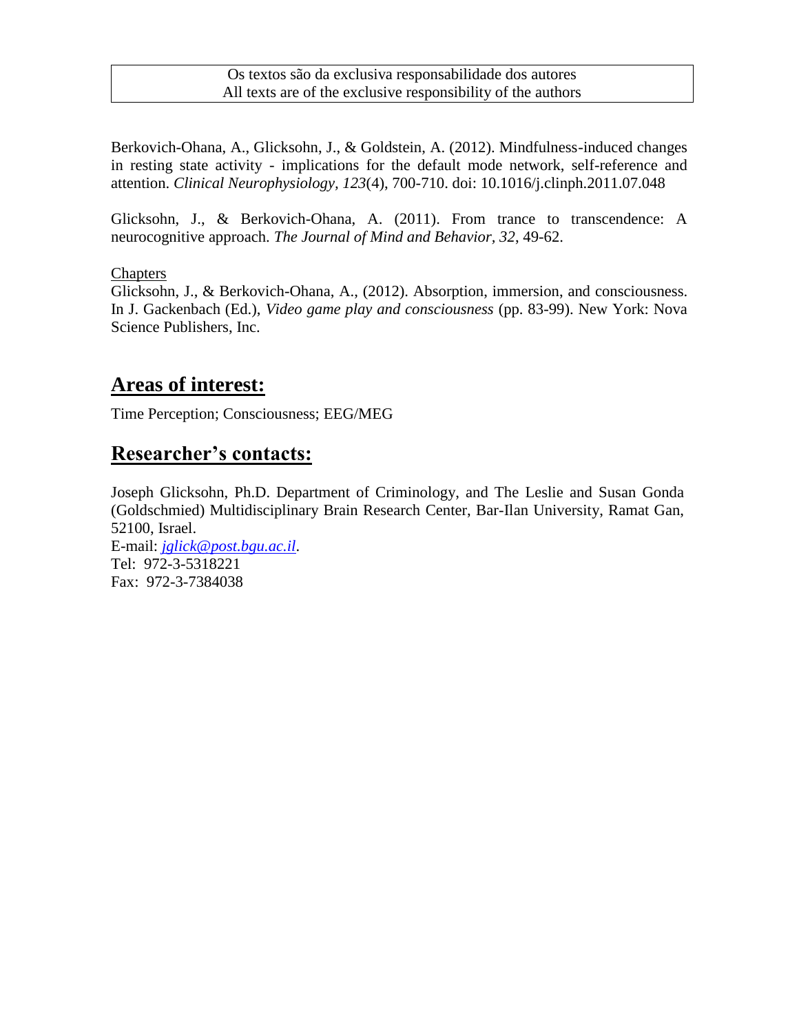Os textos são da exclusiva responsabilidade dos autores
All texts are of the exclusive responsibility of the authors

Berkovich-Ohana, A., Glicksohn, J., & Goldstein, A. (2012). Mindfulness-induced changes in resting state activity - implications for the default mode network, self-reference and attention. *Clinical Neurophysiology, 123*(4), 700-710. doi: 10.1016/j.clinph.2011.07.048

Glicksohn, J., & Berkovich-Ohana, A. (2011). From trance to transcendence: A neurocognitive approach. *The Journal of Mind and Behavior, 32*, 49-62.

Chapters

Glicksohn, J., & Berkovich-Ohana, A., (2012). Absorption, immersion, and consciousness. In J. Gackenbach (Ed.), *Video game play and consciousness* (pp. 83-99). New York: Nova Science Publishers, Inc.

## Areas of interest:

Time Perception; Consciousness; EEG/MEG

## Researcher's contacts:

Joseph Glicksohn, Ph.D. Department of Criminology, and The Leslie and Susan Gonda (Goldschmied) Multidisciplinary Brain Research Center, Bar-Ilan University, Ramat Gan, 52100, Israel.
E-mail: *jglick@post.bgu.ac.il*.
Tel: 972-3-5318221
Fax: 972-3-7384038